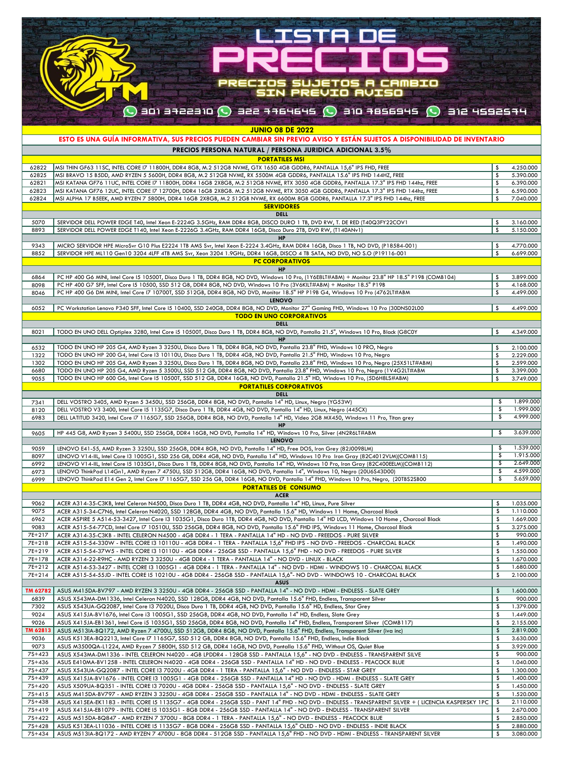# LISTA DE PRECIOS

PRECIOS SUJETOS A CAMBIO SIN PREVIO AVISO

301 3722310 · 322 7764645 · 310 7856945 · 312 4592574

**JUNIO 08 DE 2022**

**ESTO ES UNA GUÍA INFORMATIVA, SUS PRECIOS PUEDEN CAMBIAR SIN PREVIO AVISO Y ESTÁN SUJETOS A DISPONIBILIDAD DE INVENTARIO**

**PRECIOS PERSONA NATURAL / PERSONA JURIDICA ADICIONAL 3.5%**

| Código | Descripción | | Precio |
|---|---|---|---|
| | **PORTATILES MSI** | | |
| 62822 | MSI THIN GF63 11SC, INTEL CORE I7 11800H, DDR4 8GB, M.2 512GB NVME, GTX 1650 4GB GDDR6, PANTALLA 15,6" IPS FHD, FREE | $ | 4.250.000 |
| 62825 | MSI BRAVO 15 B5DD, AMD RYZEN 5 5600H, DDR4 8GB, M.2 512GB NVME, RX 5500M 4GB GDDR6, PANTALLA 15.6" IPS FHD 144HZ, FREE | $ | 5.390.000 |
| 62821 | MSI KATANA GF76 11UC, INTEL CORE I7 11800H, DDR4 16GB 2X8GB, M.2 512GB NVME, RTX 3050 4GB GDDR6, PANTALLA 17.3" IPS FHD 144hz, FREE | $ | 6.390.000 |
| 62823 | MSI KATANA GF76 12UC, INTEL CORE I7 12700H, DDR4 16GB 2X8GB. M.2 512GB NVME, RTX 3050 4GB GDDR6, PANTALLA 17.3" IPS FHD 144hz, FREE | $ | 6.590.000 |
| 62824 | MSI ALPHA 17 B5EEK, AMD RYZEN 7 5800H, DDR4 16GB 2X8GB, M.2 512GB NVME, RX 6600M 8GB GDDR6, PANTALLA 17.3" IPS FHD 144hz, FREE | $ | 7.040.000 |
| | **SERVIDORES** | | |
| | **DELL** | | |
| 5070 | SERVIDOR DELL POWER EDGE T40, Intel Xeon E-2224G 3.5GHz, RAM DDR4 8GB, DISCO DURO 1 TB, DVD RW, T. DE RED (T40Q3FY22COV1 | $ | 3.160.000 |
| 8893 | SERVIDOR DELL POWER EDGE T140, Intel Xeon E-2226G 3.4GHz, RAM DDR4 16GB, Disco Duro 2TB, DVD RW, (T140ANv1) | $ | 5.150.000 |
| | **HP** | | |
| 9343 | MICRO SERVIDOR HPE MicroSvr G10 Plus E2224 1TB AMS Svr, Intel Xeon E-2224 3.4GHz, RAM DDR4 16GB, Disco 1 TB, NO DVD, (P18584-001) | $ | 4.770.000 |
| 8852 | SERVIDOR HPE ML110 Gen10 3204 4LFF 4TB AMS Svr, Xeon 3204 1.9GHz, DDR4 16GB, DISCO 4 TB SATA, NO DVD, NO S.O (P19116-001 | $ | 6.699.000 |
| | **PC CORPORATIVOS** | | |
| | **HP** | | |
| 6864 | PC HP 400 G6 MINI, Intel Core I5 10500T, Disco Duro 1 TB, DDR4 8GB, NO DVD, Windows 10 Pro, (1Y6E8LT#ABM) + Monitor 23.8" HP 18.5" P19B (COMB104) | $ | 3.899.000 |
| 8098 | PC HP 400 G7 SFF, Intel Core I5 10500, SSD 512 GB, DDR4 8GB, NO DVD, Windows 10 Pro (3V6KILT#ABM) + Monitor 18.5" P19B | $ | 4.168.000 |
| 8046 | PC HP 400 G6 DM MINI, Intel Core I7 10700T, SSD 512GB, DDR4 8GB, NO DVD, Monitor 18.5" HP P19B G4, Windows 10 Pro (4762LT#ABM | $ | 4.499.000 |
| | **LENOVO** | | |
| 6052 | PC Workstation Lenovo P340 SFF, Intel Core I5 10400, SSD 240GB, DDR4 8GB, NO DVD, Monitor 27" Gaming FHD, Windows 10 Pro (30DNS02L00 | $ | 4.499.000 |
| | **TODO EN UNO CORPORATIVOS** | | |
| | **DELL** | | |
| 8021 | TODO EN UNO DELL Optiplex 3280, Intel Core i5 10500T, Disco Duro 1 TB, DDR4 8GB, NO DVD, Pantalla 21.5", Windows 10 Pro, Black (G8C0Y | $ | 4.349.000 |
| | **HP** | | |
| 6532 | TODO EN UNO HP 205 G4, AMD Ryzen 3 3250U, Disco Duro 1 TB, DDR4 8GB, NO DVD, Pantalla 23.8" FHD, Windows 10 PRO, Negro | $ | 2.100.000 |
| 1322 | TODO EN UNO HP 200 G4, Intel Core I3 10110U, Disco Duro 1 TB, DDR4 4GB, NO DVD, Pantalla 21.5" FHD, Windows 10 Pro, Negro | $ | 2.229.000 |
| 1302 | TODO EN UNO HP 205 G4, AMD Ryzen 3 3250U, Disco Duro 1 TB, DDR4 8GB, NO DVD, Pantalla 23.8" FHD, Windows 10 Pro, Negro (25X51LT#ABM) | $ | 2.599.000 |
| 6680 | TODO EN UNO HP 205 G4, AMD Ryzen 5 3500U, SSD 512 GB, DDR4 8GB, NO DVD, Pantalla 23.8" FHD, Windows 10 Pro, Negro (1V4G2LT#ABM | $ | 3.399.000 |
| 9055 | TODO EN UNO HP 600 G6, Intel Core I5 10500T, SSD 512 GB, DDR4 16GB, NO DVD, Pantalla 21.5" HD, Windows 10 Pro, (5D6H8LS#ABM) | $ | 3.749.000 |
| | **PORTATILES CORPORATIVOS** | | |
| | **DELL** | | |
| 7341 | DELL VOSTRO 3405, AMD Ryzen 5 3450U, SSD 256GB, DDR4 8GB, NO DVD, Pantalla 14" HD, Linux, Negro (YG53W) | $ | 1.899.000 |
| 8120 | DELL VOSTRO V3 3400, Intel Core I5 1135G7, Disco Duro 1 TB, DDR4 4GB, NO DVD, Pantalla 14" HD, Linux, Negro (445CX) | $ | 1.999.000 |
| 6983 | DELL LATITUD 3420, Intel Core i7 1165G7, SSD 256GB, DDR4 8GB, NO DVD, Pantalla 14" HD, Video 2GB MX450, Windows 11 Pro, Titan grey | $ | 4.999.000 |
| | **HP** | | |
| 9605 | HP 445 G8, AMD Ryzen 3 5400U, SSD 256GB, DDR4 16GB, NO DVD, Pantalla 14" HD, Windows 10 Pro, Silver (4N2R6LT#ABM | $ | 3.639.000 |
| | **LENOVO** | | |
| 9059 | LENOVO E41-55, AMD Ryzen 3 3250U, SSD 256GB, DDR4 8GB, NO DVD, Pantalla 14" HD, Free DOS, Iron Grey (82J0098LM) | $ | 1.539.000 |
| 8097 | LENOVO V14-IIL, Intel Core I3 1005G1, SSD 256 GB, DDR4 4GB, NO DVD, Pantalla 14" HD, Windows 10 Pro Iron Gray (82C4012VLM)(COMB115) | $ | 1.915.000 |
| 6992 | LENOVO V14-IIL, Intel Core I5 1035G1, Disco Duro 1 TB, DDR4 8GB, NO DVD, Pantalla 14" HD, Windows 10 Pro, Iron Gray (82C400EELM)(COMB112) | $ | 2.649.000 |
| 6973 | LENOVO ThinkPad L14Gn1, AMD Ryzen 7 4750U, SSD 512GB, DDR4 16GB, NO DVD, Pantalla 14", Windows 10, Negro (20U6S43D00) | $ | 4.599.000 |
| 6999 | LENOVO ThinkPad E14 Gen 2, Intel Core I7 1165G7, SSD 256 GB, DDR4 16GB, NO DVD, Pantalla 14", FHD, Windows 10 Pro, Negro, (20TBS2SB00 | $ | 5.659.000 |
| | **PORTATILES DE CONSUMO** | | |
| | **ACER** | | |
| 9062 | ACER A314-35-C3KB, Intel Celeron N4500, Disco Duro 1 TB, DDR4 4GB, NO DVD, Pantalla 14" HD, Linux, Pure Silver | $ | 1.035.000 |
| 9075 | ACER A315-34-C7N6, Intel Celeron N4020, SSD 128GB, DDR4 4GB, NO DVD, Pantalla 15.6" HD, Windows 11 Home, Charcoal Black | $ | 1.110.000 |
| 6962 | ACER ASPIRE 5 A514-53-3427, Intel Core I3 1035G1, Disco Duro 1TB, DDR4 4GB, NO DVD, Pantalla 14" HD LCD, Windows 10 Home , Charcoal Black | $ | 1.669.000 |
| 9083 | ACER A515-54-77CD, Intel Core I7 10510U, SSD 256GB, DDR4 8GB, NO DVD, Pantalla 15.6" FHD IPS, Windows 11 Home, Charcoal Black | $ | 3.275.000 |
| 7E+217 | ACER A314-35-C3KB - INTEL CELERON N4500 - 4GB DDR4 - 1 TERA - PANTALLA 14" HD - NO DVD - FREEDOS - PURE SILVER | $ | 990.000 |
| 7E+218 | ACER A515-54-330W - INTEL CORE I3 10110U - 4GB DDR4 - 1 TERA - PANTALLA 15,6" FHD IPS - NO DVD - FREEDOS - CHARCOAL BLACK | $ | 1.490.000 |
| 7E+219 | ACER A515-54-37W5 - INTEL CORE I3 10110U - 4GB DDR4 - 256GB SSD - PANTALLA 15,6" FHD - NO DVD - FREEDOS - PURE SILVER | $ | 1.550.000 |
| 7E+178 | ACER A314-22-R9HC - AMD RYZEN 3 3250U - 4GB DDR4 - 1 TERA - PANTALLA 14" - NO DVD - LINUX - BLACK | $ | 1.670.000 |
| 7E+212 | ACER A514-53-3427 - INTEL CORE I3 1005G1 - 4GB DDR4 - 1 TERA - PANTALLA 14" - NO DVD - HDMI - WINDOWS 10 - CHARCOAL BLACK | $ | 1.680.000 |
| 7E+214 | ACER A515-54-55JD - INTEL CORE I5 10210U - 4GB DDR4 - 256GB SSD - PANTALLA 15,6"- NO DVD - WINDOWS 10 - CHARCOAL BLACK | $ | 2.100.000 |
| | **ASUS** | | |
| TM 62782 | ASUS M415DA-BV797 - AMD RYZEN 3 3250U - 4GB DDR4 - 256GB SSD - PANTALLA 14" - NO DVD - HDMI - ENDLESS - SLATE GREY | $ | 1.600.000 |
| 6839 | ASUS X543MA-DM1336, Intel Celeron N4020, SSD 128GB, DDR4 4GB, NO DVD, Pantalla 15.6" FHD, Endless, Transparent Silver | $ | 900.000 |
| 7302 | ASUS X543UA-GQ2087, Intel Core I3 7020U, Disco Duro 1 TB, DDR4 4GB, NO DVD, Pantalla 15.6" HD, Endless, Star Grey | $ | 1.379.000 |
| 9024 | ASUS X415JA-BV1676, Intel Core i3 1005G1, SSD 256GB, DDR4 4GB, NO DVD, Pantalla 14" HD, Endless, Slate Grey | $ | 1.449.000 |
| 9026 | ASUS X415JA-EB1361, Intel Core i5 1035G1, SSD 256GB, DDR4 8GB, NO DVD, Pantalla 14" FHD, Endless, Transparent Silver (COMB117) | $ | 2.155.000 |
| TM 62813 | ASUS M513IA-BQ172, AMD Ryzen 7 4700U, SSD 512GB, DDR4 8GB, NO DVD, Pantalla 15.6" FHD, Endless, Transparent Silver (iva inc) | $ | 2.819.000 |
| 9036 | ASUS K513EA-BQ2213, Intel Core I7 1165G7, SSD 512 GB, DDR4 8GB, NO DVD, Pantalla 15.6" FHD, Endless, Indie Black | $ | 3.630.000 |
| 9073 | ASUS M3500QA-L1224, AMD Ryzen 7 5800H, SSD 512 GB, DDR4 16GB, NO DVD, Pantalla 15.6" FHD, Without OS, Quiet Blue | $ | 3.929.000 |
| 7S+423 | ASUS X543MA-DM1336 - INTEL CELERON N4020 - 4GB LPDDR4 - 128GB SSD - PANTALLA 15,6" - NO DVD - ENDLESS - TRANSPARENT SILVE | $ | 900.000 |
| 7S+436 | ASUS E410MA-BV1258 - INTEL CELERON N4020 - 4GB DDR4 - 256GB SSD - PANTALLA 14" HD - NO DVD - ENDLESS - PEACOCK BLUE | $ | 1.040.000 |
| 7S+437 | ASUS X543UA-GQ2087 - INTEL CORE I3 7020U - 4GB DDR4 - 1 TERA - PANTALLA 15,6" - NO DVD - ENDLESS - STAR GREY | $ | 1.300.000 |
| 7S+439 | ASUS X415JA-BV1676 - INTEL CORE I3 1005G1 - 4GB DDR4 - 256GB SSD - PANTALLA 14" HD - NO DVD - HDMI - ENDLESS - SLATE GREY | $ | 1.400.000 |
| 7S+420 | ASUS X509UA-BQ351 - INTEL CORE I3 7020U - 4GB DDR4 - 256GB SSD - PANTALLA 15,6" - NO DVD - ENDLESS - SLATE GREY | $ | 1.450.000 |
| 7S+415 | ASUS M415DA-BV797 - AMD RYZEN 3 3250U - 4GB DDR4 - 256GB SSD - PANTALLA 14" - NO DVD - HDMI - ENDLESS - SLATE GREY | $ | 1.520.000 |
| 7S+438 | ASUS X415EA-EK1183 - INTEL CORE I5 1135G7 - 4GB DDR4 - 256GB SSD - PANT 14" FHD - NO DVD - ENDLESS - TRANSPARENT SILVER + ( LICENCIA KASPERSKY 1PC | $ | 2.110.000 |
| 7S+419 | ASUS X415JA-EB1079 - INTEL CORE I5 1035G1 - 8GB DDR4 - 256GB SSD - PANTALLA 14" - NO DVD - ENDLESS - TRANSPARENT SILVER | $ | 2.670.000 |
| 7S+422 | ASUS M515DA-BQ847 - AMD RYZEN 7 3700U - 8GB DDR4 - 1 TERA - PANTALLA 15,6" - NO DVD - ENDLESS - PEACOCK BLUE | $ | 2.850.000 |
| 7S+428 | ASUS K513EA-L11036 - INTEL CORE I5 1135G7 - 8GB DDR4 - 256GB SSD - PANTALLA 15,6" OLED - NO DVD - ENDLESS - INDIE BLACK | $ | 2.880.000 |
| 7S+434 | ASUS M513IA-BQ172 - AMD RYZEN 7 4700U - 8GB DDR4 - 512GB SSD - PANTALLA 15,6" FHD - NO DVD - HDMI - ENDLESS - TRANSPARENT SILVER | $ | 3.080.000 |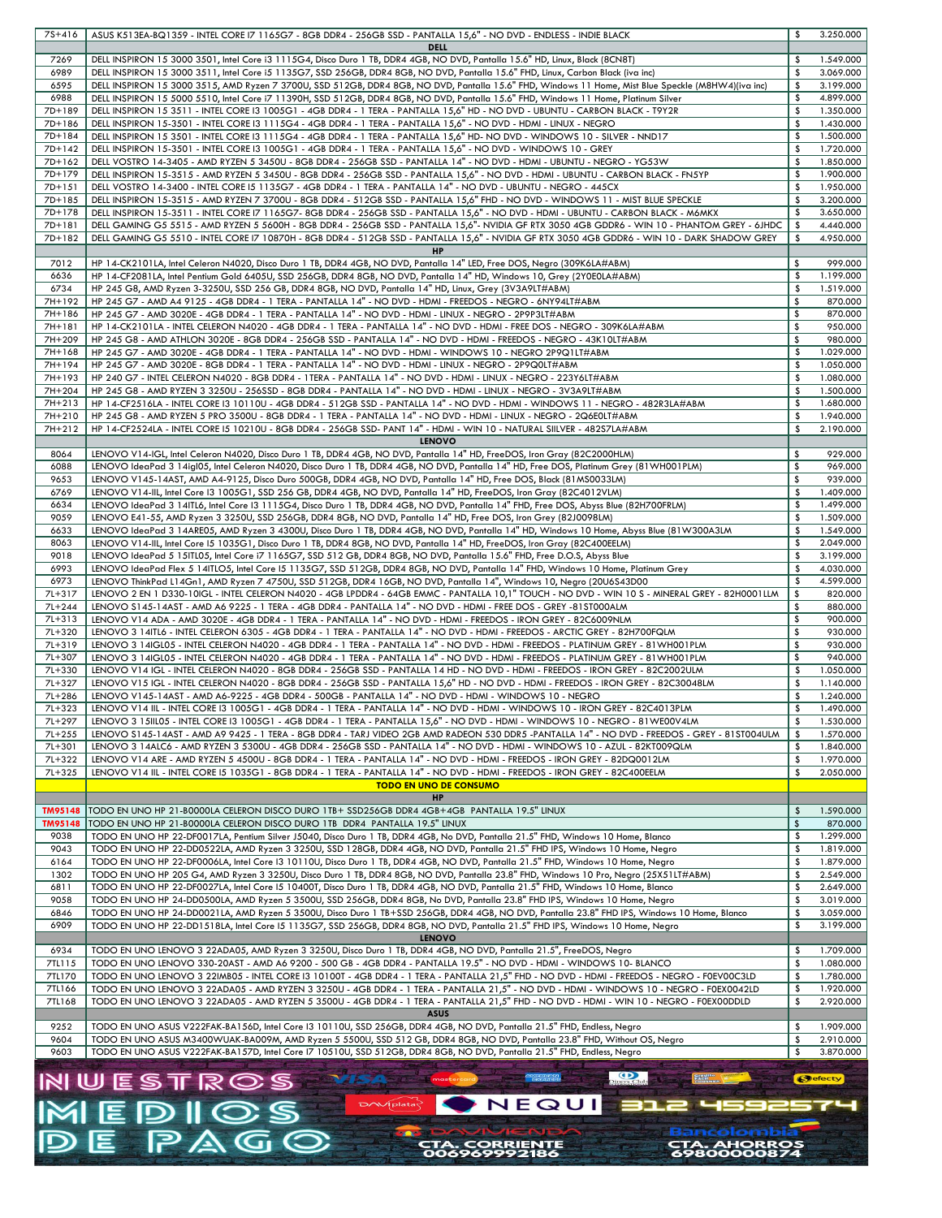| | | | |
|---|---|---|---|
| 7S+416 | ASUS K513EA-BQ1359 - INTEL CORE I7 1165G7 - 8GB DDR4 - 256GB SSD - PANTALLA 15,6" - NO DVD - ENDLESS - INDIE BLACK | $ | 3.250.000 |
| | **DELL** | | |
| 7269 | DELL INSPIRON 15 3000 3501, Intel Core i3 1115G4, Disco Duro 1 TB, DDR4 4GB, NO DVD, Pantalla 15.6" HD, Linux, Black (8CN8T) | $ | 1.549.000 |
| 6989 | DELL INSPIRON 15 3000 3511, Intel Core i5 1135G7, SSD 256GB, DDR4 8GB, NO DVD, Pantalla 15.6" FHD, Linux, Carbon Black (iva inc) | $ | 3.069.000 |
| 6595 | DELL INSPIRON 15 3000 3515, AMD Ryzen 7 3700U, SSD 512GB, DDR4 8GB, NO DVD, Pantalla 15.6" FHD, Windows 11 Home, Mist Blue Speckle (M8HW4)(iva inc) | $ | 3.199.000 |
| 6988 | DELL INSPIRON 15 5000 5510, Intel Core i7 11390H, SSD 512GB, DDR4 8GB, NO DVD, Pantalla 15.6" FHD, Windows 11 Home, Platinum Silver | $ | 4.899.000 |
| 7D+189 | DELL INSPIRON 15 3511 - INTEL CORE I3 1005G1 - 4GB DDR4 - 1 TERA - PANTALLA 15,6" HD - NO DVD - UBUNTU - CARBON BLACK - T9Y2R | $ | 1.350.000 |
| 7D+186 | DELL INSPIRON 15-3501 - INTEL CORE I3 1115G4 - 4GB DDR4 - 1 TERA - PANTALLA 15,6" - NO DVD - HDMI - LINUX - NEGRO | $ | 1.430.000 |
| 7D+184 | DELL INSPIRON 15 3501 - INTEL CORE I3 1115G4 - 4GB DDR4 - 1 TERA - PANTALLA 15,6" HD- NO DVD - WINDOWS 10 - SILVER - NND17 | $ | 1.500.000 |
| 7D+142 | DELL INSPIRON 15-3501 - INTEL CORE I3 1005G1 - 4GB DDR4 - 1 TERA - PANTALLA 15,6" - NO DVD - WINDOWS 10 - GREY | $ | 1.720.000 |
| 7D+162 | DELL VOSTRO 14-3405 - AMD RYZEN 5 3450U - 8GB DDR4 - 256GB SSD - PANTALLA 14" - NO DVD - HDMI - UBUNTU - NEGRO - YG53W | $ | 1.850.000 |
| 7D+179 | DELL INSPIRON 15-3515 - AMD RYZEN 5 3450U - 8GB DDR4 - 256GB SSD - PANTALLA 15,6" - NO DVD - HDMI - UBUNTU - CARBON BLACK - FN5YP | $ | 1.900.000 |
| 7D+151 | DELL VOSTRO 14-3400 - INTEL CORE I5 1135G7 - 4GB DDR4 - 1 TERA - PANTALLA 14" - NO DVD - UBUNTU - NEGRO - 445CX | $ | 1.950.000 |
| 7D+185 | DELL INSPIRON 15-3515 - AMD RYZEN 7 3700U - 8GB DDR4 - 512GB SSD - PANTALLA 15,6" FHD - NO DVD - WINDOWS 11 - MIST BLUE SPECKLE | $ | 3.200.000 |
| 7D+178 | DELL INSPIRON 15-3511 - INTEL CORE I7 1165G7- 8GB DDR4 - 256GB SSD - PANTALLA 15,6" - NO DVD - HDMI - UBUNTU - CARBON BLACK - M6MKX | $ | 3.650.000 |
| 7D+181 | DELL GAMING G5 5515 - AMD RYZEN 5 5600H - 8GB DDR4 - 256GB SSD - PANTALLA 15,6"- NVIDIA GF RTX 3050 4GB GDDR6 - WIN 10 - PHANTOM GREY - 6JHDC | $ | 4.440.000 |
| 7D+182 | DELL GAMING G5 5510 - INTEL CORE I7 10870H - 8GB DDR4 - 512GB SSD - PANTALLA 15,6" - NVIDIA GF RTX 3050 4GB GDDR6 - WIN 10 - DARK SHADOW GREY | $ | 4.950.000 |
| | **HP** | | |
| 7012 | HP 14-CK2101LA, Intel Celeron N4020, Disco Duro 1 TB, DDR4 4GB, NO DVD, Pantalla 14" LED, Free DOS, Negro (309K6LA#ABM) | $ | 999.000 |
| 6636 | HP 14-CF2081LA, Intel Pentium Gold 6405U, SSD 256GB, DDR4 8GB, NO DVD, Pantalla 14" HD, Windows 10, Grey (2Y0E0LA#ABM) | $ | 1.199.000 |
| 6734 | HP 245 G8, AMD Ryzen 3-3250U, SSD 256 GB, DDR4 8GB, NO DVD, Pantalla 14" HD, Linux, Grey (3V3A9LT#ABM) | $ | 1.519.000 |
| 7H+192 | HP 245 G7 - AMD A4 9125 - 4GB DDR4 - 1 TERA - PANTALLA 14" - NO DVD - HDMI - FREEDOS - NEGRO - 6NY94LT#ABM | $ | 870.000 |
| 7H+186 | HP 245 G7 - AMD 3020E - 4GB DDR4 - 1 TERA - PANTALLA 14" - NO DVD - HDMI - LINUX - NEGRO - 2P9P3LT#ABM | $ | 870.000 |
| 7H+181 | HP 14-CK2101LA - INTEL CELERON N4020 - 4GB DDR4 - 1 TERA - PANTALLA 14" - NO DVD - HDMI - FREE DOS - NEGRO - 309K6LA#ABM | $ | 950.000 |
| 7H+209 | HP 245 G8 - AMD ATHLON 3020E - 8GB DDR4 - 256GB SSD - PANTALLA 14" - NO DVD - HDMI - FREEDOS - NEGRO - 43K10LT#ABM | $ | 980.000 |
| 7H+168 | HP 245 G7 - AMD 3020E - 4GB DDR4 - 1 TERA - PANTALLA 14" - NO DVD - HDMI - WINDOWS 10 - NEGRO 2P9Q1LT#ABM | $ | 1.029.000 |
| 7H+194 | HP 245 G7 - AMD 3020E - 8GB DDR4 - 1 TERA - PANTALLA 14" - NO DVD - HDMI - LINUX - NEGRO - 2P9Q0LT#ABM | $ | 1.050.000 |
| 7H+193 | HP 240 G7 - INTEL CELERON N4020 - 8GB DDR4 - 1TERA - PANTALLA 14" - NO DVD - HDMI - LINUX - NEGRO - 223Y6LT#ABM | $ | 1.080.000 |
| 7H+204 | HP 245 G8 - AMD RYZEN 3 3250U - 256SSD - 8GB DDR4 - PANTALLA 14" - NO DVD - HDMI - LINUX - NEGRO - 3V3A9LT#ABM | $ | 1.500.000 |
| 7H+213 | HP 14-CF2516LA - INTEL CORE I3 10110U - 4GB DDR4 - 512GB SSD - PANTALLA 14" - NO DVD - HDMI - WINDOWS 11 - NEGRO - 482R3LA#ABM | $ | 1.680.000 |
| 7H+210 | HP 245 G8 - AMD RYZEN 5 PRO 3500U - 8GB DDR4 - 1 TERA - PANTALLA 14" - NO DVD - HDMI - LINUX - NEGRO - 2Q6E0LT#ABM | $ | 1.940.000 |
| 7H+212 | HP 14-CF2524LA - INTEL CORE I5 10210U - 8GB DDR4 - 256GB SSD- PANT 14" - HDMI - WIN 10 - NATURAL SIILVER - 482S7LA#ABM | $ | 2.190.000 |
| | **LENOVO** | | |
| 8064 | LENOVO V14-IGL, Intel Celeron N4020, Disco Duro 1 TB, DDR4 4GB, NO DVD, Pantalla 14" HD, FreeDOS, Iron Gray (82C2000HLM) | $ | 929.000 |
| 6088 | LENOVO IdeaPad 3 14igl05, Intel Celeron N4020, Disco Duro 1 TB, DDR4 4GB, NO DVD, Pantalla 14" HD, Free DOS, Platinum Grey (81WH001PLM) | $ | 969.000 |
| 9653 | LENOVO V145-14AST, AMD A4-9125, Disco Duro 500GB, DDR4 4GB, NO DVD, Pantalla 14" HD, Free DOS, Black (81MS0033LM) | $ | 939.000 |
| 6769 | LENOVO V14-IIL, Intel Core I3 1005G1, SSD 256 GB, DDR4 4GB, NO DVD, Pantalla 14" HD, FreeDOS, Iron Gray (82C4012VLM) | $ | 1.409.000 |
| 6634 | LENOVO IdeaPad 3 14ITL6, Intel Core I3 1115G4, Disco Duro 1 TB, DDR4 4GB, NO DVD, Pantalla 14" FHD, Free DOS, Abyss Blue (82H700FRLM) | $ | 1.499.000 |
| 9059 | LENOVO E41-55, AMD Ryzen 3 3250U, SSD 256GB, DDR4 8GB, NO DVD, Pantalla 14" HD, Free DOS, Iron Grey (82J0098LM) | $ | 1.509.000 |
| 6633 | LENOVO IdeaPad 3 14ARE05, AMD Ryzen 3 4300U, Disco Duro 1 TB, DDR4 4GB, NO DVD, Pantalla 14" HD, Windows 10 Home, Abyss Blue (81W300A3LM | $ | 1.549.000 |
| 8063 | LENOVO V14-IIL, Intel Core I5 1035G1, Disco Duro 1 TB, DDR4 8GB, NO DVD, Pantalla 14" HD, FreeDOS, Iron Gray (82C400EELM) | $ | 2.049.000 |
| 9018 | LENOVO IdeaPad 5 15ITL05, Intel Core i7 1165G7, SSD 512 GB, DDR4 8GB, NO DVD, Pantalla 15.6" FHD, Free D.O.S, Abyss Blue | $ | 3.199.000 |
| 6993 | LENOVO IdeaPad Flex 5 14ITLO5, Intel Core I5 1135G7, SSD 512GB, DDR4 8GB, NO DVD, Pantalla 14" FHD, Windows 10 Home, Platinum Grey | $ | 4.030.000 |
| 6973 | LENOVO ThinkPad L14Gn1, AMD Ryzen 7 4750U, SSD 512GB, DDR4 16GB, NO DVD, Pantalla 14", Windows 10, Negro (20U6S43D00 | $ | 4.599.000 |
| 7L+317 | LENOVO 2 EN 1 D330-10IGL - INTEL CELERON N4020 - 4GB LPDDR4 - 64GB EMMC - PANTALLA 10,1" TOUCH - NO DVD - WIN 10 S - MINERAL GREY - 82H0001LLM | $ | 820.000 |
| 7L+244 | LENOVO S145-14AST - AMD A6 9225 - 1 TERA - 4GB DDR4 - PANTALLA 14" - NO DVD - HDMI - FREE DOS - GREY -81ST000ALM | $ | 880.000 |
| 7L+313 | LENOVO V14 ADA - AMD 3020E - 4GB DDR4 - 1 TERA - PANTALLA 14" - NO DVD - HDMI - FREEDOS - IRON GREY - 82C6009NLM | $ | 900.000 |
| 7L+320 | LENOVO 3 14ITL6 - INTEL CELERON 6305 - 4GB DDR4 - 1 TERA - PANTALLA 14" - NO DVD - HDMI - FREEDOS - ARCTIC GREY - 82H700FQLM | $ | 930.000 |
| 7L+319 | LENOVO 3 14IGL05 - INTEL CELERON N4020 - 4GB DDR4 - 1 TERA - PANTALLA 14" - NO DVD - HDMI - FREEDOS - PLATINUM GREY - 81WH001PLM | $ | 930.000 |
| 7L+307 | LENOVO 3 14IGL05 - INTEL CELERON N4020 - 4GB DDR4 - 1 TERA - PANTALLA 14" - NO DVD - HDMI - FREEDOS - PLATINUM GREY - 81WH001PLM | $ | 940.000 |
| 7L+330 | LENOVO V14 IGL - INTEL CELERON N4020 - 8GB DDR4 - 256GB SSD - PANTALLA 14 HD - NO DVD - HDMI - FREEDOS - IRON GREY - 82C2002ULM | $ | 1.050.000 |
| 7L+327 | LENOVO V15 IGL - INTEL CELERON N4020 - 8GB DDR4 - 256GB SSD - PANTALLA 15,6" HD - NO DVD - HDMI - FREEDOS - IRON GREY - 82C30048LM | $ | 1.140.000 |
| 7L+286 | LENOVO V145-14AST - AMD A6-9225 - 4GB DDR4 - 500GB - PANTALLA 14" - NO DVD - HDMI - WINDOWS 10 - NEGRO | $ | 1.240.000 |
| 7L+323 | LENOVO V14 IIL - INTEL CORE I3 1005G1 - 4GB DDR4 - 1 TERA - PANTALLA 14" - NO DVD - HDMI - WINDOWS 10 - IRON GREY - 82C4013PLM | $ | 1.490.000 |
| 7L+297 | LENOVO 3 15IIL05 - INTEL CORE I3 1005G1 - 4GB DDR4 - 1 TERA - PANTALLA 15,6" - NO DVD - HDMI - WINDOWS 10 - NEGRO - 81WE00V4LM | $ | 1.530.000 |
| 7L+255 | LENOVO S145-14AST - AMD A9 9425 - 1 TERA - 8GB DDR4 - TARJ VIDEO 2GB AMD RADEON 530 DDR5 -PANTALLA 14" - NO DVD - FREEDOS - GREY - 81ST004ULM | $ | 1.570.000 |
| 7L+301 | LENOVO 3 14ALC6 - AMD RYZEN 3 5300U - 4GB DDR4 - 256GB SSD - PANTALLA 14" - NO DVD - HDMI - WINDOWS 10 - AZUL - 82KT009QLM | $ | 1.840.000 |
| 7L+322 | LENOVO V14 ARE - AMD RYZEN 5 4500U - 8GB DDR4 - 1 TERA - PANTALLA 14" - NO DVD - HDMI - FREEDOS - IRON GREY - 82DQ0012LM | $ | 1.970.000 |
| 7L+325 | LENOVO V14 IIL - INTEL CORE I5 1035G1 - 8GB DDR4 - 1 TERA - PANTALLA 14" - NO DVD - HDMI - FREEDOS - IRON GREY - 82C400EELM | $ | 2.050.000 |
| | **TODO EN UNO DE CONSUMO** | | |
| | **HP** | | |
| TM95148 | TODO EN UNO HP 21-B0000LA CELERON DISCO DURO 1TB+ SSD256GB DDR4 4GB+4GB PANTALLA 19.5" LINUX | $ | 1.590.000 |
| TM95148 | TODO EN UNO HP 21-B0000LA CELERON DISCO DURO 1TB DDR4 4GB PANTALLA 19.5" LINUX | $ | 870.000 |
| 9038 | TODO EN UNO HP 22-DF0017LA, Pentium Silver J5040, Disco Duro 1 TB, DDR4 4GB, No DVD, Pantalla 21.5" FHD, Windows 10 Home, Blanco | $ | 1.299.000 |
| 9043 | TODO EN UNO HP 22-DD0522LA, AMD Ryzen 3 3250U, SSD 128GB, DDR4 4GB, NO DVD, Pantalla 21.5" FHD IPS, Windows 10 Home, Negro | $ | 1.819.000 |
| 6164 | TODO EN UNO HP 22-DF0006LA, Intel Core I3 10110U, Disco Duro 1 TB, DDR4 4GB, NO DVD, Pantalla 21.5" FHD, Windows 10 Home, Negro | $ | 1.879.000 |
| 1302 | TODO EN UNO HP 205 G4, AMD Ryzen 3 3250U, Disco Duro 1 TB, DDR4 8GB, NO DVD, Pantalla 23.8" FHD, Windows 10 Pro, Negro (25X51LT#ABM) | $ | 2.549.000 |
| 6811 | TODO EN UNO HP 22-DF0027LA, Intel Core I5 10400T, Disco Duro 1 TB, DDR4 4GB, NO DVD, Pantalla 21.5" FHD, Windows 10 Home, Blanco | $ | 2.649.000 |
| 9058 | TODO EN UNO HP 24-DD0500LA, AMD Ryzen 5 3500U, SSD 256GB, DDR4 8GB, No DVD, Pantalla 23.8" FHD IPS, Windows 10 Home, Negro | $ | 3.019.000 |
| 6846 | TODO EN UNO HP 24-DD0021LA, AMD Ryzen 5 3500U, Disco Duro 1 TB+SSD 256GB, DDR4 4GB, NO DVD, Pantalla 23.8" FHD IPS, Windows 10 Home, Blanco | $ | 3.059.000 |
| 6909 | TODO EN UNO HP 22-DD1518LA, Intel Core I5 1135G7, SSD 256GB, DDR4 8GB, NO DVD, Pantalla 21.5" FHD IPS, Windows 10 Home, Negro | $ | 3.199.000 |
| | **LENOVO** | | |
| 6934 | TODO EN UNO LENOVO 3 22ADA05, AMD Ryzen 3 3250U, Disco Duro 1 TB, DDR4 4GB, NO DVD, Pantalla 21.5", FreeDOS, Negro | $ | 1.709.000 |
| 7TL115 | TODO EN UNO LENOVO 330-20AST - AMD A6 9200 - 500 GB - 4GB DDR4 - PANTALLA 19.5" - NO DVD - HDMI - WINDOWS 10- BLANCO | $ | 1.080.000 |
| 7TL170 | TODO EN UNO LENOVO 3 22IMB05 - INTEL CORE I3 10100T - 4GB DDR4 - 1 TERA - PANTALLA 21,5" FHD - NO DVD - HDMI - FREEDOS - NEGRO - F0EV00C3LD | $ | 1.780.000 |
| 7TL166 | TODO EN UNO LENOVO 3 22ADA05 - AMD RYZEN 3 3250U - 4GB DDR4 - 1 TERA - PANTALLA 21,5" - NO DVD - HDMI - WINDOWS 10 - NEGRO - F0EX0042LD | $ | 1.920.000 |
| 7TL168 | TODO EN UNO LENOVO 3 22ADA05 - AMD RYZEN 5 3500U - 4GB DDR4 - 1 TERA - PANTALLA 21,5" FHD - NO DVD - HDMI - WIN 10 - NEGRO - F0EX00DDLD | $ | 2.920.000 |
| | **ASUS** | | |
| 9252 | TODO EN UNO ASUS V222FAK-BA156D, Intel Core I3 10110U, SSD 256GB, DDR4 4GB, NO DVD, Pantalla 21.5" FHD, Endless, Negro | $ | 1.909.000 |
| 9604 | TODO EN UNO ASUS M3400WUAK-BA009M, AMD Ryzen 5 5500U, SSD 512 GB, DDR4 8GB, NO DVD, Pantalla 23.8" FHD, Without OS, Negro | $ | 2.910.000 |
| 9603 | TODO EN UNO ASUS V222FAK-BA157D, Intel Core I7 10510U, SSD 512GB, DDR4 8GB, NO DVD, Pantalla 21.5" FHD, Endless, Negro | $ | 3.870.000 |

**NUESTROS MEDIOS DE PAGO**

VISA · mastercard · AMERICAN EXPRESS · DINERS CLUB · Crédito Fácil Codensa · efecty

DAVIplata · NEQUI 312 4592574

DAVIVIENDA CTA. CORRIENTE 006969992186

Bancolombia CTA. AHORROS 69800000874